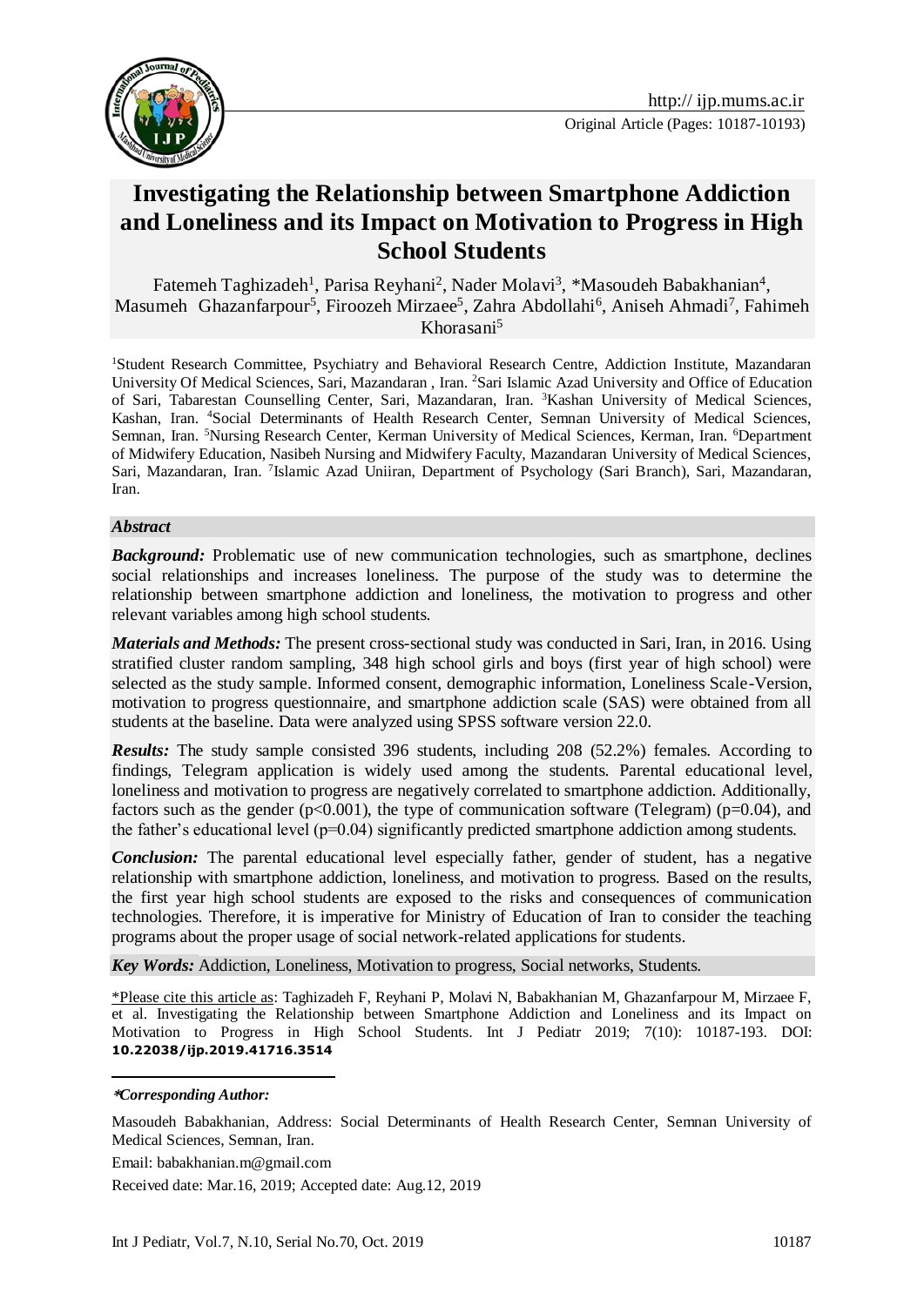# Investigating the Relationship between Smartphone Addiction and Loneliness and its Impact on Motivation to Progress in High School Students

Fatemeh Taghizadeh[1], Parisa Reyhani[2], Nader Molavi[3], *Masoudeh Babakhanian[4], Masumeh Ghazanfarpour[5], Firoozeh Mirzaee[5], Zahra Abdollahi[6], Aniseh Ahmadi[7], Fahimeh Khorasani[5]

[1]Student Research Committee, Psychiatry and Behavioral Research Centre, Addiction Institute, Mazandaran University Of Medical Sciences, Sari, Mazandaran , Iran. [2]Sari Islamic Azad University and Office of Education of Sari, Tabarestan Counselling Center, Sari, Mazandaran, Iran. [3]Kashan University of Medical Sciences, Kashan, Iran. [4]Social Determinants of Health Research Center, Semnan University of Medical Sciences, Semnan, Iran. [5]Nursing Research Center, Kerman University of Medical Sciences, Kerman, Iran. [6]Department of Midwifery Education, Nasibeh Nursing and Midwifery Faculty, Mazandaran University of Medical Sciences, Sari, Mazandaran, Iran. [7]Islamic Azad Uniiran, Department of Psychology (Sari Branch), Sari, Mazandaran, Iran.

***Abstract***

***Background:*** Problematic use of new communication technologies, such as smartphone, declines social relationships and increases loneliness. The purpose of the study was to determine the relationship between smartphone addiction and loneliness, the motivation to progress and other relevant variables among high school students.

***Materials and Methods:*** The present cross-sectional study was conducted in Sari, Iran, in 2016. Using stratified cluster random sampling, 348 high school girls and boys (first year of high school) were selected as the study sample. Informed consent, demographic information, Loneliness Scale-Version, motivation to progress questionnaire, and smartphone addiction scale (SAS) were obtained from all students at the baseline. Data were analyzed using SPSS software version 22.0.

***Results:*** The study sample consisted 396 students, including 208 (52.2%) females. According to findings, Telegram application is widely used among the students. Parental educational level, loneliness and motivation to progress are negatively correlated to smartphone addiction. Additionally, factors such as the gender ($p<0.001$), the type of communication software (Telegram) ($p=0.04$), and the father's educational level ($p=0.04$) significantly predicted smartphone addiction among students.

***Conclusion:*** The parental educational level especially father, gender of student, has a negative relationship with smartphone addiction, loneliness, and motivation to progress. Based on the results, the first year high school students are exposed to the risks and consequences of communication technologies. Therefore, it is imperative for Ministry of Education of Iran to consider the teaching programs about the proper usage of social network-related applications for students.

***Key Words:*** Addiction, Loneliness, Motivation to progress, Social networks, Students.

\*Please cite this article as: Taghizadeh F, Reyhani P, Molavi N, Babakhanian M, Ghazanfarpour M, Mirzaee F, et al. Investigating the Relationship between Smartphone Addiction and Loneliness and its Impact on Motivation to Progress in High School Students. Int J Pediatr 2019; 7(10): 10187-193. DOI: **10.22038/ijp.2019.41716.3514**

***\*Corresponding Author:***

Masoudeh Babakhanian, Address: Social Determinants of Health Research Center, Semnan University of Medical Sciences, Semnan, Iran.

Email: babakhanian.m@gmail.com

Received date: Mar.16, 2019; Accepted date: Aug.12, 2019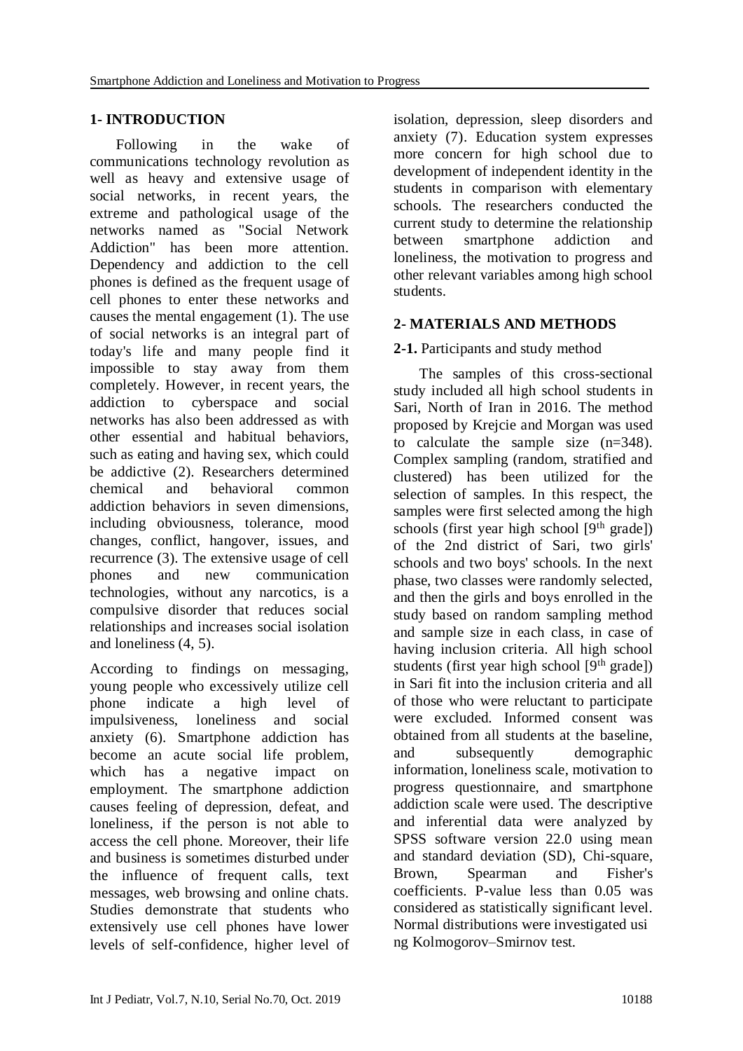## 1- INTRODUCTION

Following in the wake of communications technology revolution as well as heavy and extensive usage of social networks, in recent years, the extreme and pathological usage of the networks named as "Social Network Addiction" has been more attention. Dependency and addiction to the cell phones is defined as the frequent usage of cell phones to enter these networks and causes the mental engagement (1). The use of social networks is an integral part of today's life and many people find it impossible to stay away from them completely. However, in recent years, the addiction to cyberspace and social networks has also been addressed as with other essential and habitual behaviors, such as eating and having sex, which could be addictive (2). Researchers determined chemical and behavioral common addiction behaviors in seven dimensions, including obviousness, tolerance, mood changes, conflict, hangover, issues, and recurrence (3). The extensive usage of cell phones and new communication technologies, without any narcotics, is a compulsive disorder that reduces social relationships and increases social isolation and loneliness (4, 5).

According to findings on messaging, young people who excessively utilize cell phone indicate a high level of impulsiveness, loneliness and social anxiety (6). Smartphone addiction has become an acute social life problem, which has a negative impact on employment. The smartphone addiction causes feeling of depression, defeat, and loneliness, if the person is not able to access the cell phone. Moreover, their life and business is sometimes disturbed under the influence of frequent calls, text messages, web browsing and online chats. Studies demonstrate that students who extensively use cell phones have lower levels of self-confidence, higher level of isolation, depression, sleep disorders and anxiety (7). Education system expresses more concern for high school due to development of independent identity in the students in comparison with elementary schools. The researchers conducted the current study to determine the relationship between smartphone addiction and loneliness, the motivation to progress and other relevant variables among high school students.

## 2- MATERIALS AND METHODS

**2-1.** Participants and study method

The samples of this cross-sectional study included all high school students in Sari, North of Iran in 2016. The method proposed by Krejcie and Morgan was used to calculate the sample size (n=348). Complex sampling (random, stratified and clustered) has been utilized for the selection of samples. In this respect, the samples were first selected among the high schools (first year high school [9th grade]) of the 2nd district of Sari, two girls' schools and two boys' schools. In the next phase, two classes were randomly selected, and then the girls and boys enrolled in the study based on random sampling method and sample size in each class, in case of having inclusion criteria. All high school students (first year high school [9th grade]) in Sari fit into the inclusion criteria and all of those who were reluctant to participate were excluded. Informed consent was obtained from all students at the baseline, and subsequently demographic information, loneliness scale, motivation to progress questionnaire, and smartphone addiction scale were used. The descriptive and inferential data were analyzed by SPSS software version 22.0 using mean and standard deviation (SD), Chi-square, Brown, Spearman and Fisher's coefficients. P-value less than 0.05 was considered as statistically significant level. Normal distributions were investigated using Kolmogorov–Smirnov test.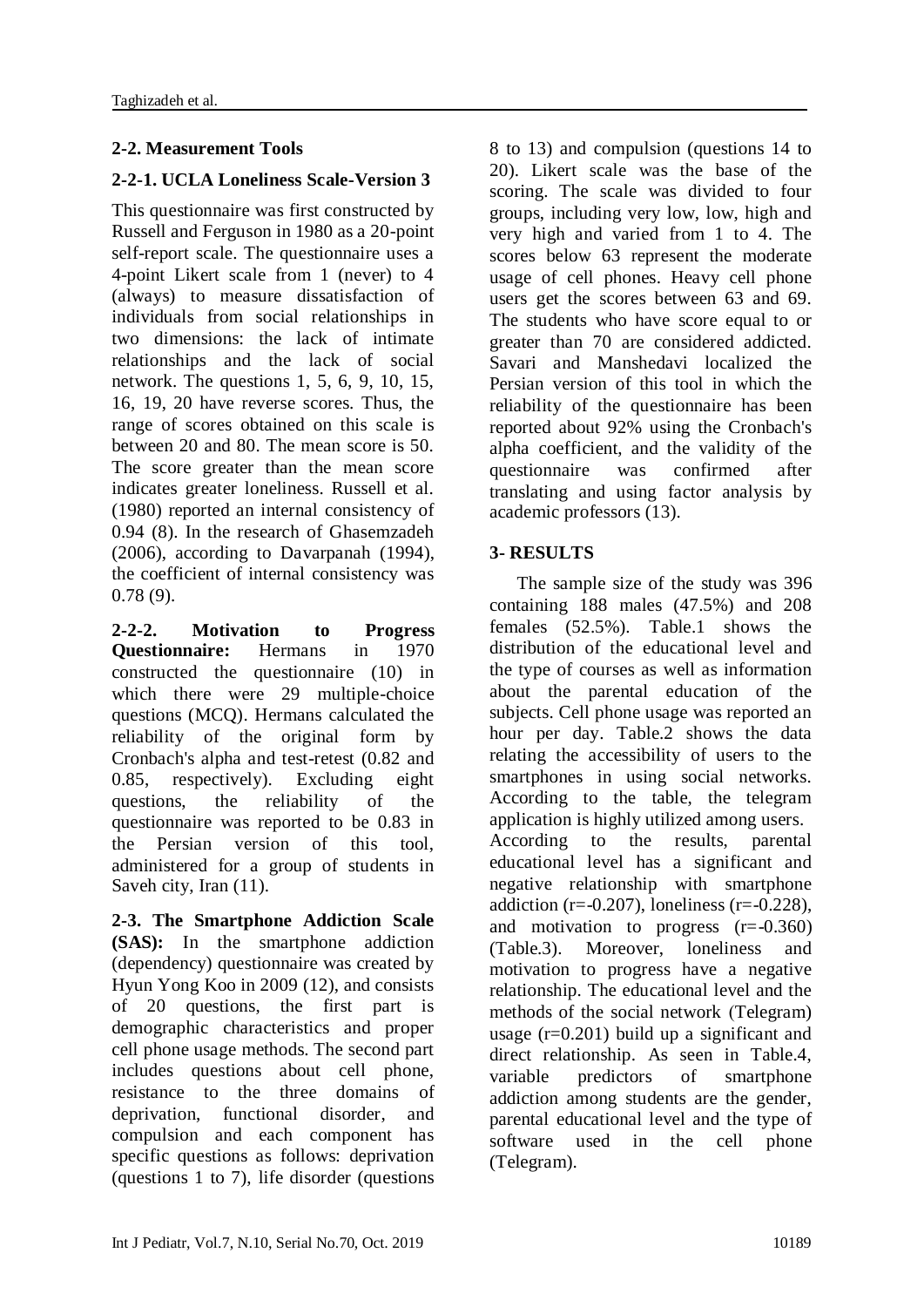## 2-2. Measurement Tools

### 2-2-1. UCLA Loneliness Scale-Version 3

This questionnaire was first constructed by Russell and Ferguson in 1980 as a 20-point self-report scale. The questionnaire uses a 4-point Likert scale from 1 (never) to 4 (always) to measure dissatisfaction of individuals from social relationships in two dimensions: the lack of intimate relationships and the lack of social network. The questions 1, 5, 6, 9, 10, 15, 16, 19, 20 have reverse scores. Thus, the range of scores obtained on this scale is between 20 and 80. The mean score is 50. The score greater than the mean score indicates greater loneliness. Russell et al. (1980) reported an internal consistency of 0.94 (8). In the research of Ghasemzadeh (2006), according to Davarpanah (1994), the coefficient of internal consistency was 0.78 (9).

**2-2-2. Motivation to Progress Questionnaire:** Hermans in 1970 constructed the questionnaire (10) in which there were 29 multiple-choice questions (MCQ). Hermans calculated the reliability of the original form by Cronbach's alpha and test-retest (0.82 and 0.85, respectively). Excluding eight questions, the reliability of the questionnaire was reported to be 0.83 in the Persian version of this tool, administered for a group of students in Saveh city, Iran (11).

**2-3. The Smartphone Addiction Scale (SAS):** In the smartphone addiction (dependency) questionnaire was created by Hyun Yong Koo in 2009 (12), and consists of 20 questions, the first part is demographic characteristics and proper cell phone usage methods. The second part includes questions about cell phone, resistance to the three domains of deprivation, functional disorder, and compulsion and each component has specific questions as follows: deprivation (questions 1 to 7), life disorder (questions 8 to 13) and compulsion (questions 14 to 20). Likert scale was the base of the scoring. The scale was divided to four groups, including very low, low, high and very high and varied from 1 to 4. The scores below 63 represent the moderate usage of cell phones. Heavy cell phone users get the scores between 63 and 69. The students who have score equal to or greater than 70 are considered addicted. Savari and Manshedavi localized the Persian version of this tool in which the reliability of the questionnaire has been reported about 92% using the Cronbach's alpha coefficient, and the validity of the questionnaire was confirmed after translating and using factor analysis by academic professors (13).

## 3- RESULTS

The sample size of the study was 396 containing 188 males (47.5%) and 208 females (52.5%). Table.1 shows the distribution of the educational level and the type of courses as well as information about the parental education of the subjects. Cell phone usage was reported an hour per day. Table.2 shows the data relating the accessibility of users to the smartphones in using social networks. According to the table, the telegram application is highly utilized among users.

According to the results, parental educational level has a significant and negative relationship with smartphone addiction ($r=-0.207$), loneliness ($r=-0.228$), and motivation to progress ($r=-0.360$) (Table.3). Moreover, loneliness and motivation to progress have a negative relationship. The educational level and the methods of the social network (Telegram) usage ($r=0.201$) build up a significant and direct relationship. As seen in Table.4, variable predictors of smartphone addiction among students are the gender, parental educational level and the type of software used in the cell phone (Telegram).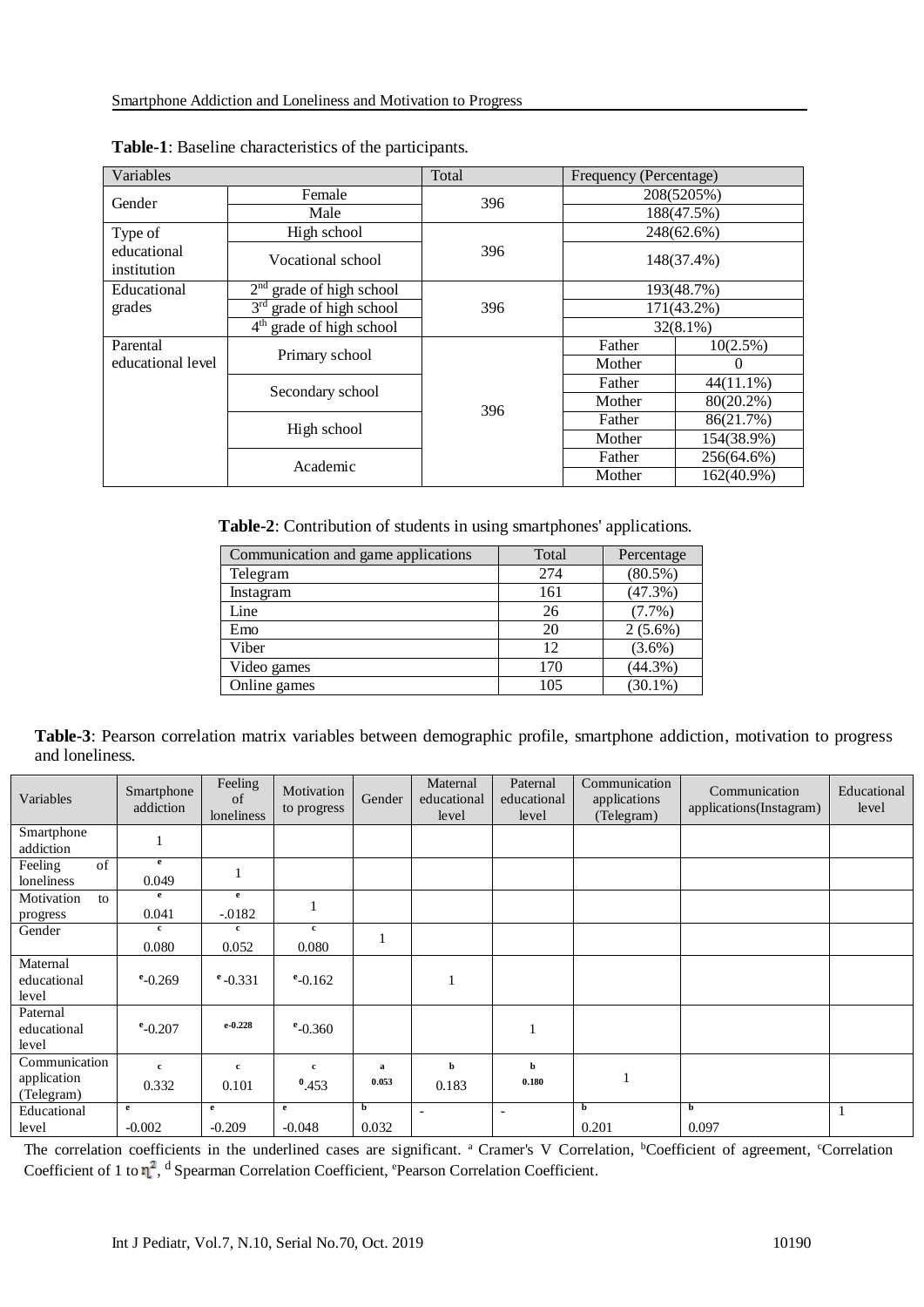**Table-1**: Baseline characteristics of the participants.

| Variables | | Total | Frequency (Percentage) | |
|---|---|---|---|---|
| Gender | Female | 396 | 208(5205%) | |
| | Male | | 188(47.5%) | |
| Type of educational institution | High school | 396 | 248(62.6%) | |
| | Vocational school | | 148(37.4%) | |
| Educational grades | 2nd grade of high school | 396 | 193(48.7%) | |
| | 3rd grade of high school | | 171(43.2%) | |
| | 4th grade of high school | | 32(8.1%) | |
| Parental educational level | Primary school | 396 | Father | 10(2.5%) |
| | | | Mother | 0 |
| | Secondary school | | Father | 44(11.1%) |
| | | | Mother | 80(20.2%) |
| | High school | | Father | 86(21.7%) |
| | | | Mother | 154(38.9%) |
| | Academic | | Father | 256(64.6%) |
| | | | Mother | 162(40.9%) |

**Table-2**: Contribution of students in using smartphones' applications.

| Communication and game applications | Total | Percentage |
|---|---|---|
| Telegram | 274 | (80.5%) |
| Instagram | 161 | (47.3%) |
| Line | 26 | (7.7%) |
| Emo | 20 | 2 (5.6%) |
| Viber | 12 | (3.6%) |
| Video games | 170 | (44.3%) |
| Online games | 105 | (30.1%) |

**Table-3**: Pearson correlation matrix variables between demographic profile, smartphone addiction, motivation to progress and loneliness.

| Variables | Smartphone addiction | Feeling of loneliness | Motivation to progress | Gender | Maternal educational level | Paternal educational level | Communication applications (Telegram) | Communication applications(Instagram) | Educational level |
|---|---|---|---|---|---|---|---|---|---|
| Smartphone addiction | 1 | | | | | | | | |
| Feeling of loneliness | [e] 0.049 | 1 | | | | | | | |
| Motivation to progress | [e] 0.041 | [e] -.0182 | 1 | | | | | | |
| Gender | [c] 0.080 | [c] 0.052 | [c] 0.080 | 1 | | | | | |
| Maternal educational level | [e]-0.269 | [e] -0.331 | [e]-0.162 | | 1 | | | | |
| Paternal educational level | [e]-0.207 | e-0.228 | [e]-0.360 | | | 1 | | | |
| Communication application (Telegram) | [c] 0.332 | [c] 0.101 | [c] 0.453 | [a] 0.053 | [b] 0.183 | [b] 0.180 | 1 | | |
| Educational level | [e] -0.002 | [e] -0.209 | [e] -0.048 | [b] 0.032 | - | - | [b] 0.201 | [b] 0.097 | 1 |

The correlation coefficients in the underlined cases are significant. [a] Cramer's V Correlation, [b]Coefficient of agreement, [c]Correlation Coefficient of 1 to $\eta^2$, [d] Spearman Correlation Coefficient, [e]Pearson Correlation Coefficient.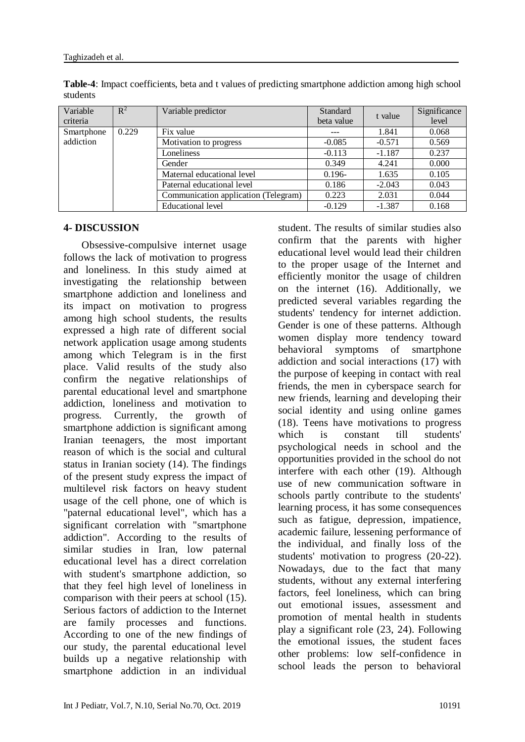**Table-4**: Impact coefficients, beta and t values of predicting smartphone addiction among high school students

| Variable criteria | $R^2$ | Variable predictor | Standard beta value | t value | Significance level |
|---|---|---|---|---|---|
| Smartphone addiction | 0.229 | Fix value | --- | 1.841 | 0.068 |
| | | Motivation to progress | -0.085 | -0.571 | 0.569 |
| | | Loneliness | -0.113 | -1.187 | 0.237 |
| | | Gender | 0.349 | 4.241 | 0.000 |
| | | Maternal educational level | 0.196- | 1.635 | 0.105 |
| | | Paternal educational level | 0.186 | -2.043 | 0.043 |
| | | Communication application (Telegram) | 0.223 | 2.031 | 0.044 |
| | | Educational level | -0.129 | -1.387 | 0.168 |

## 4- DISCUSSION

Obsessive-compulsive internet usage follows the lack of motivation to progress and loneliness. In this study aimed at investigating the relationship between smartphone addiction and loneliness and its impact on motivation to progress among high school students, the results expressed a high rate of different social network application usage among students among which Telegram is in the first place. Valid results of the study also confirm the negative relationships of parental educational level and smartphone addiction, loneliness and motivation to progress. Currently, the growth of smartphone addiction is significant among Iranian teenagers, the most important reason of which is the social and cultural status in Iranian society (14). The findings of the present study express the impact of multilevel risk factors on heavy student usage of the cell phone, one of which is "paternal educational level", which has a significant correlation with "smartphone addiction". According to the results of similar studies in Iran, low paternal educational level has a direct correlation with student's smartphone addiction, so that they feel high level of loneliness in comparison with their peers at school (15). Serious factors of addiction to the Internet are family processes and functions. According to one of the new findings of our study, the parental educational level builds up a negative relationship with smartphone addiction in an individual student. The results of similar studies also confirm that the parents with higher educational level would lead their children to the proper usage of the Internet and efficiently monitor the usage of children on the internet (16). Additionally, we predicted several variables regarding the students' tendency for internet addiction. Gender is one of these patterns. Although women display more tendency toward behavioral symptoms of smartphone addiction and social interactions (17) with the purpose of keeping in contact with real friends, the men in cyberspace search for new friends, learning and developing their social identity and using online games (18). Teens have motivations to progress which is constant till students' psychological needs in school and the opportunities provided in the school do not interfere with each other (19). Although use of new communication software in schools partly contribute to the students' learning process, it has some consequences such as fatigue, depression, impatience, academic failure, lessening performance of the individual, and finally loss of the students' motivation to progress (20-22). Nowadays, due to the fact that many students, without any external interfering factors, feel loneliness, which can bring out emotional issues, assessment and promotion of mental health in students play a significant role (23, 24). Following the emotional issues, the student faces other problems: low self-confidence in school leads the person to behavioral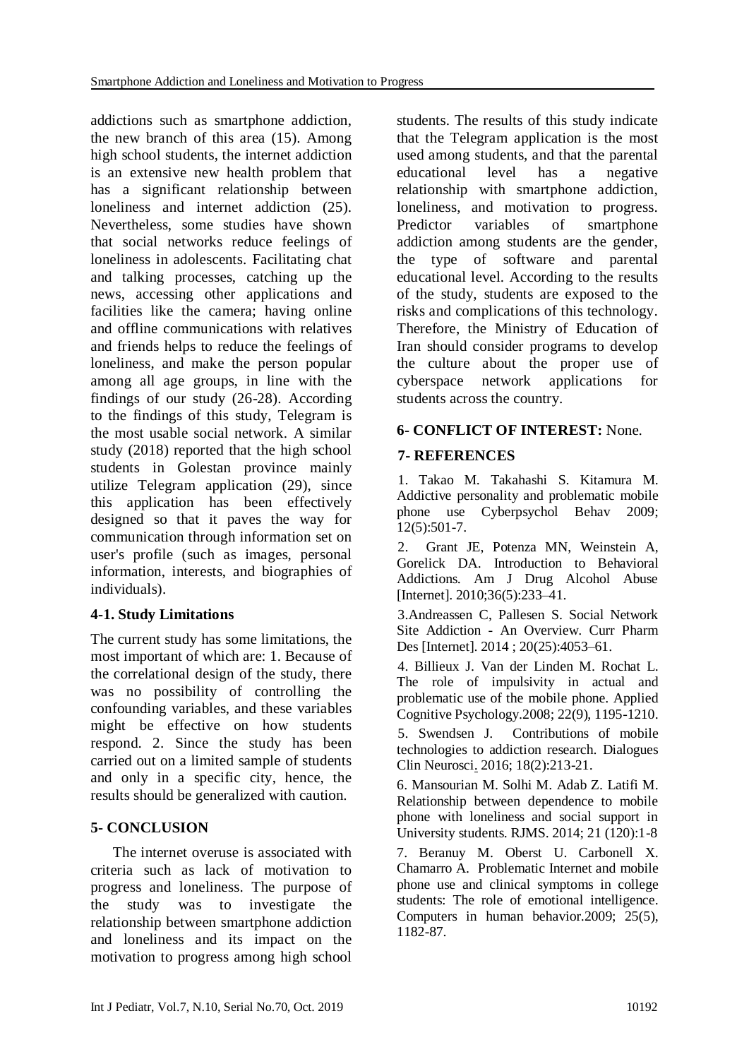addictions such as smartphone addiction, the new branch of this area (15). Among high school students, the internet addiction is an extensive new health problem that has a significant relationship between loneliness and internet addiction (25). Nevertheless, some studies have shown that social networks reduce feelings of loneliness in adolescents. Facilitating chat and talking processes, catching up the news, accessing other applications and facilities like the camera; having online and offline communications with relatives and friends helps to reduce the feelings of loneliness, and make the person popular among all age groups, in line with the findings of our study (26-28). According to the findings of this study, Telegram is the most usable social network. A similar study (2018) reported that the high school students in Golestan province mainly utilize Telegram application (29), since this application has been effectively designed so that it paves the way for communication through information set on user's profile (such as images, personal information, interests, and biographies of individuals).

### 4-1. Study Limitations

The current study has some limitations, the most important of which are: 1. Because of the correlational design of the study, there was no possibility of controlling the confounding variables, and these variables might be effective on how students respond. 2. Since the study has been carried out on a limited sample of students and only in a specific city, hence, the results should be generalized with caution.

## 5- CONCLUSION

The internet overuse is associated with criteria such as lack of motivation to progress and loneliness. The purpose of the study was to investigate the relationship between smartphone addiction and loneliness and its impact on the motivation to progress among high school students. The results of this study indicate that the Telegram application is the most used among students, and that the parental educational level has a negative relationship with smartphone addiction, loneliness, and motivation to progress. Predictor variables of smartphone addiction among students are the gender, the type of software and parental educational level. According to the results of the study, students are exposed to the risks and complications of this technology. Therefore, the Ministry of Education of Iran should consider programs to develop the culture about the proper use of cyberspace network applications for students across the country.

## 6- CONFLICT OF INTEREST: None.

## 7- REFERENCES

1. Takao M. Takahashi S. Kitamura M. Addictive personality and problematic mobile phone use Cyberpsychol Behav 2009; 12(5):501-7.

2. Grant JE, Potenza MN, Weinstein A, Gorelick DA. Introduction to Behavioral Addictions. Am J Drug Alcohol Abuse [Internet]. 2010;36(5):233–41.

3. Andreassen C, Pallesen S. Social Network Site Addiction - An Overview. Curr Pharm Des [Internet]. 2014 ; 20(25):4053–61.

4. Billieux J. Van der Linden M. Rochat L. The role of impulsivity in actual and problematic use of the mobile phone. Applied Cognitive Psychology.2008; 22(9), 1195-1210.

5. Swendsen J. Contributions of mobile technologies to addiction research. Dialogues Clin Neurosci. 2016; 18(2):213-21.

6. Mansourian M. Solhi M. Adab Z. Latifi M. Relationship between dependence to mobile phone with loneliness and social support in University students. RJMS. 2014; 21 (120):1-8

7. Beranuy M. Oberst U. Carbonell X. Chamarro A. Problematic Internet and mobile phone use and clinical symptoms in college students: The role of emotional intelligence. Computers in human behavior.2009; 25(5), 1182-87.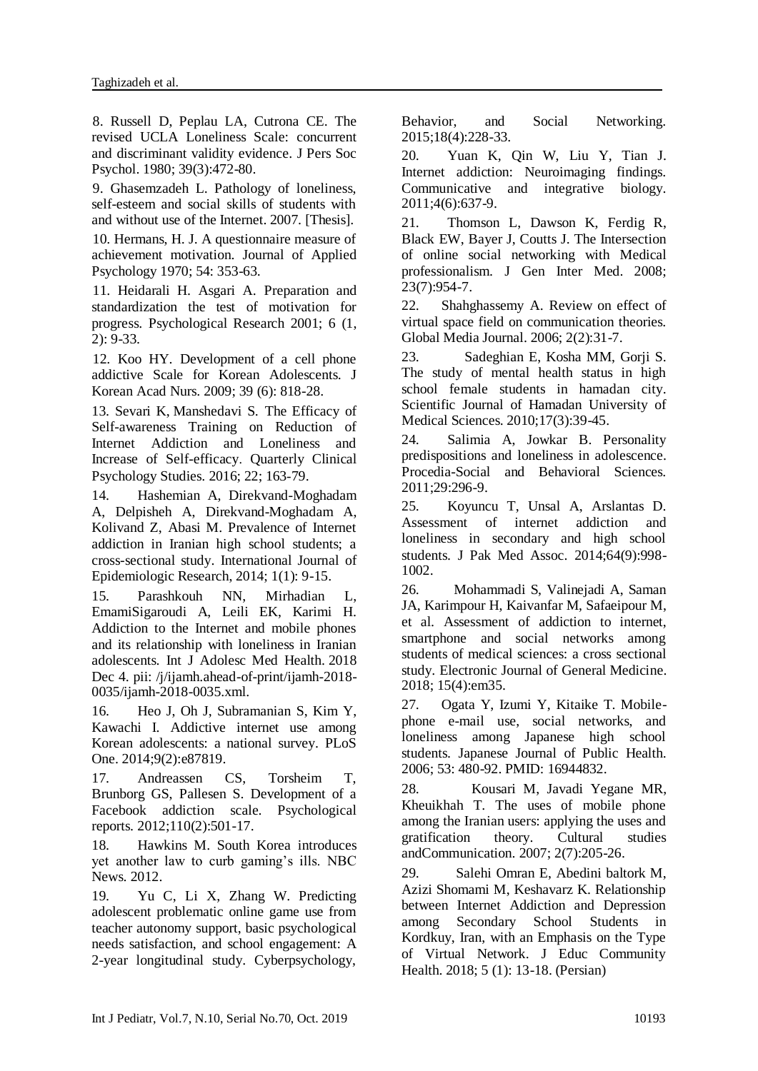8. Russell D, Peplau LA, Cutrona CE. The revised UCLA Loneliness Scale: concurrent and discriminant validity evidence. J Pers Soc Psychol. 1980; 39(3):472-80.

9. Ghasemzadeh L. Pathology of loneliness, self-esteem and social skills of students with and without use of the Internet. 2007. [Thesis].

10. Hermans, H. J. A questionnaire measure of achievement motivation. Journal of Applied Psychology 1970; 54: 353-63.

11. Heidarali H. Asgari A. Preparation and standardization the test of motivation for progress. Psychological Research 2001; 6 (1, 2): 9-33.

12. Koo HY. Development of a cell phone addictive Scale for Korean Adolescents. J Korean Acad Nurs. 2009; 39 (6): 818-28.

13. Sevari K, Manshedavi S. The Efficacy of Self-awareness Training on Reduction of Internet Addiction and Loneliness and Increase of Self-efficacy. Quarterly Clinical Psychology Studies. 2016; 22; 163-79.

14. Hashemian A, Direkvand-Moghadam A, Delpisheh A, Direkvand-Moghadam A, Kolivand Z, Abasi M. Prevalence of Internet addiction in Iranian high school students; a cross-sectional study. International Journal of Epidemiologic Research, 2014; 1(1): 9-15.

15. Parashkouh NN, Mirhadian L, EmamiSigaroudi A, Leili EK, Karimi H. Addiction to the Internet and mobile phones and its relationship with loneliness in Iranian adolescents. Int J Adolesc Med Health. 2018 Dec 4. pii: /j/ijamh.ahead-of-print/ijamh-2018-0035/ijamh-2018-0035.xml.

16. Heo J, Oh J, Subramanian S, Kim Y, Kawachi I. Addictive internet use among Korean adolescents: a national survey. PLoS One. 2014;9(2):e87819.

17. Andreassen CS, Torsheim T, Brunborg GS, Pallesen S. Development of a Facebook addiction scale. Psychological reports. 2012;110(2):501-17.

18. Hawkins M. South Korea introduces yet another law to curb gaming's ills. NBC News. 2012.

19. Yu C, Li X, Zhang W. Predicting adolescent problematic online game use from teacher autonomy support, basic psychological needs satisfaction, and school engagement: A 2-year longitudinal study. Cyberpsychology, Behavior, and Social Networking. 2015;18(4):228-33.

20. Yuan K, Qin W, Liu Y, Tian J. Internet addiction: Neuroimaging findings. Communicative and integrative biology. 2011;4(6):637-9.

21. Thomson L, Dawson K, Ferdig R, Black EW, Bayer J, Coutts J. The Intersection of online social networking with Medical professionalism. J Gen Inter Med. 2008; 23(7):954-7.

22. Shahghassemy A. Review on effect of virtual space field on communication theories. Global Media Journal. 2006; 2(2):31-7.

23. Sadeghian E, Kosha MM, Gorji S. The study of mental health status in high school female students in hamadan city. Scientific Journal of Hamadan University of Medical Sciences. 2010;17(3):39-45.

24. Salimia A, Jowkar B. Personality predispositions and loneliness in adolescence. Procedia-Social and Behavioral Sciences. 2011;29:296-9.

25. Koyuncu T, Unsal A, Arslantas D. Assessment of internet addiction and loneliness in secondary and high school students. J Pak Med Assoc. 2014;64(9):998-1002.

26. Mohammadi S, Valinejadi A, Saman JA, Karimpour H, Kaivanfar M, Safaeipour M, et al. Assessment of addiction to internet, smartphone and social networks among students of medical sciences: a cross sectional study. Electronic Journal of General Medicine. 2018; 15(4):em35.

27. Ogata Y, Izumi Y, Kitaike T. Mobile-phone e-mail use, social networks, and loneliness among Japanese high school students. Japanese Journal of Public Health. 2006; 53: 480-92. PMID: 16944832.

28. Kousari M, Javadi Yegane MR, Kheuikhah T. The uses of mobile phone among the Iranian users: applying the uses and gratification theory. Cultural studies andCommunication. 2007; 2(7):205-26.

29. Salehi Omran E, Abedini baltork M, Azizi Shomami M, Keshavarz K. Relationship between Internet Addiction and Depression among Secondary School Students in Kordkuy, Iran, with an Emphasis on the Type of Virtual Network. J Educ Community Health. 2018; 5 (1): 13-18. (Persian)